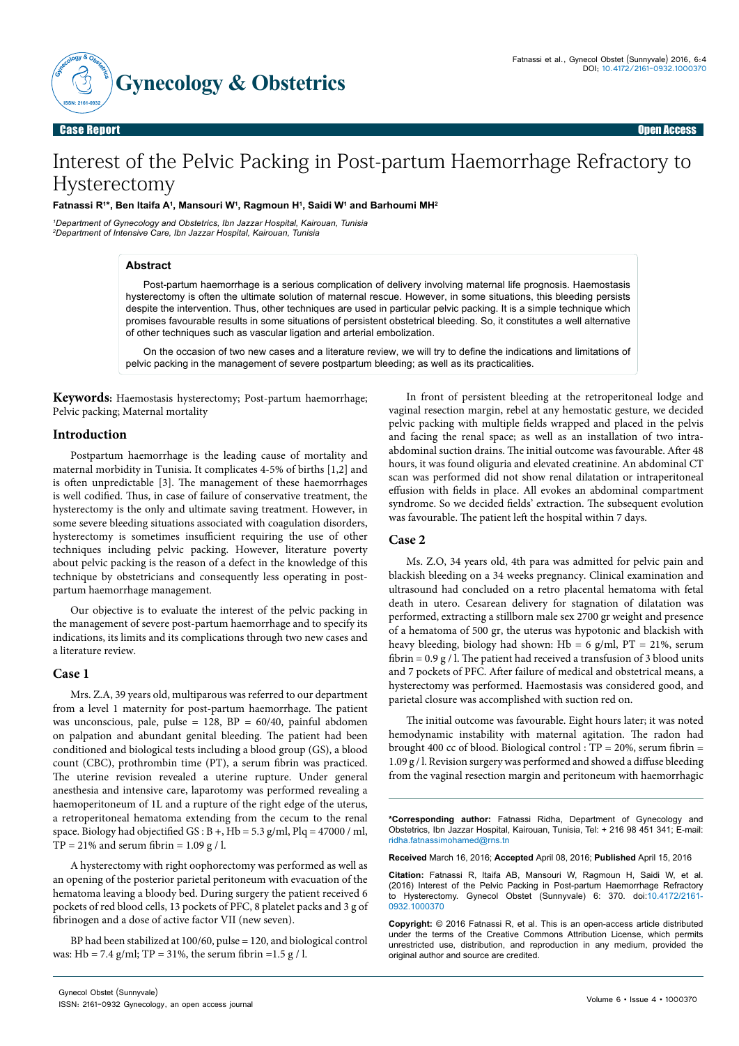Case Report | Open Access

# Interest of the Pelvic Packing in Post-partum Haemorrhage Refractory to Hysterectomy

**Fatnassi R[1]*, Ben Itaifa A[1], Mansouri W[1], Ragmoun H[1], Saidi W[1] and Barhoumi MH[2]**

*[1]Department of Gynecology and Obstetrics, Ibn Jazzar Hospital, Kairouan, Tunisia*
*[2]Department of Intensive Care, Ibn Jazzar Hospital, Kairouan, Tunisia*

## Abstract

Post-partum haemorrhage is a serious complication of delivery involving maternal life prognosis. Haemostasis hysterectomy is often the ultimate solution of maternal rescue. However, in some situations, this bleeding persists despite the intervention. Thus, other techniques are used in particular pelvic packing. It is a simple technique which promises favourable results in some situations of persistent obstetrical bleeding. So, it constitutes a well alternative of other techniques such as vascular ligation and arterial embolization.

On the occasion of two new cases and a literature review, we will try to define the indications and limitations of pelvic packing in the management of severe postpartum bleeding; as well as its practicalities.

**Keywords:** Haemostasis hysterectomy; Post-partum haemorrhage; Pelvic packing; Maternal mortality

## Introduction

Postpartum haemorrhage is the leading cause of mortality and maternal morbidity in Tunisia. It complicates 4-5% of births [1,2] and is often unpredictable [3]. The management of these haemorrhages is well codified. Thus, in case of failure of conservative treatment, the hysterectomy is the only and ultimate saving treatment. However, in some severe bleeding situations associated with coagulation disorders, hysterectomy is sometimes insufficient requiring the use of other techniques including pelvic packing. However, literature poverty about pelvic packing is the reason of a defect in the knowledge of this technique by obstetricians and consequently less operating in post-partum haemorrhage management.

Our objective is to evaluate the interest of the pelvic packing in the management of severe post-partum haemorrhage and to specify its indications, its limits and its complications through two new cases and a literature review.

## Case 1

Mrs. Z.A, 39 years old, multiparous was referred to our department from a level 1 maternity for post-partum haemorrhage. The patient was unconscious, pale, pulse = 128, BP = 60/40, painful abdomen on palpation and abundant genital bleeding. The patient had been conditioned and biological tests including a blood group (GS), a blood count (CBC), prothrombin time (PT), a serum fibrin was practiced. The uterine revision revealed a uterine rupture. Under general anesthesia and intensive care, laparotomy was performed revealing a haemoperitoneum of 1L and a rupture of the right edge of the uterus, a retroperitoneal hematoma extending from the cecum to the renal space. Biology had objectified GS : B +, Hb = 5.3 g/ml, Plq = 47000 / ml, TP = 21% and serum fibrin = 1.09 g / l.

A hysterectomy with right oophorectomy was performed as well as an opening of the posterior parietal peritoneum with evacuation of the hematoma leaving a bloody bed. During surgery the patient received 6 pockets of red blood cells, 13 pockets of PFC, 8 platelet packs and 3 g of fibrinogen and a dose of active factor VII (new seven).

BP had been stabilized at 100/60, pulse = 120, and biological control was: Hb = 7.4 g/ml; TP = 31%, the serum fibrin =1.5 g / l.

In front of persistent bleeding at the retroperitoneal lodge and vaginal resection margin, rebel at any hemostatic gesture, we decided pelvic packing with multiple fields wrapped and placed in the pelvis and facing the renal space; as well as an installation of two intra-abdominal suction drains. The initial outcome was favourable. After 48 hours, it was found oliguria and elevated creatinine. An abdominal CT scan was performed did not show renal dilatation or intraperitoneal effusion with fields in place. All evokes an abdominal compartment syndrome. So we decided fields' extraction. The subsequent evolution was favourable. The patient left the hospital within 7 days.

## Case 2

Ms. Z.O, 34 years old, 4th para was admitted for pelvic pain and blackish bleeding on a 34 weeks pregnancy. Clinical examination and ultrasound had concluded on a retro placental hematoma with fetal death in utero. Cesarean delivery for stagnation of dilatation was performed, extracting a stillborn male sex 2700 gr weight and presence of a hematoma of 500 gr, the uterus was hypotonic and blackish with heavy bleeding, biology had shown: Hb = 6 g/ml, PT = 21%, serum fibrin = 0.9 g / l. The patient had received a transfusion of 3 blood units and 7 pockets of PFC. After failure of medical and obstetrical means, a hysterectomy was performed. Haemostasis was considered good, and parietal closure was accomplished with suction red on.

The initial outcome was favourable. Eight hours later; it was noted hemodynamic instability with maternal agitation. The radon had brought 400 cc of blood. Biological control : TP = 20%, serum fibrin = 1.09 g / l. Revision surgery was performed and showed a diffuse bleeding from the vaginal resection margin and peritoneum with haemorrhagic

---

**\*Corresponding author:** Fatnassi Ridha, Department of Gynecology and Obstetrics, Ibn Jazzar Hospital, Kairouan, Tunisia, Tel: + 216 98 451 341; E-mail: ridha.fatnassimohamed@rns.tn

**Received** March 16, 2016; **Accepted** April 08, 2016; **Published** April 15, 2016

**Citation:** Fatnassi R, Itaifa AB, Mansouri W, Ragmoun H, Saidi W, et al. (2016) Interest of the Pelvic Packing in Post-partum Haemorrhage Refractory to Hysterectomy. Gynecol Obstet (Sunnyvale) 6: 370. doi:10.4172/2161-0932.1000370

**Copyright:** © 2016 Fatnassi R, et al. This is an open-access article distributed under the terms of the Creative Commons Attribution License, which permits unrestricted use, distribution, and reproduction in any medium, provided the original author and source are credited.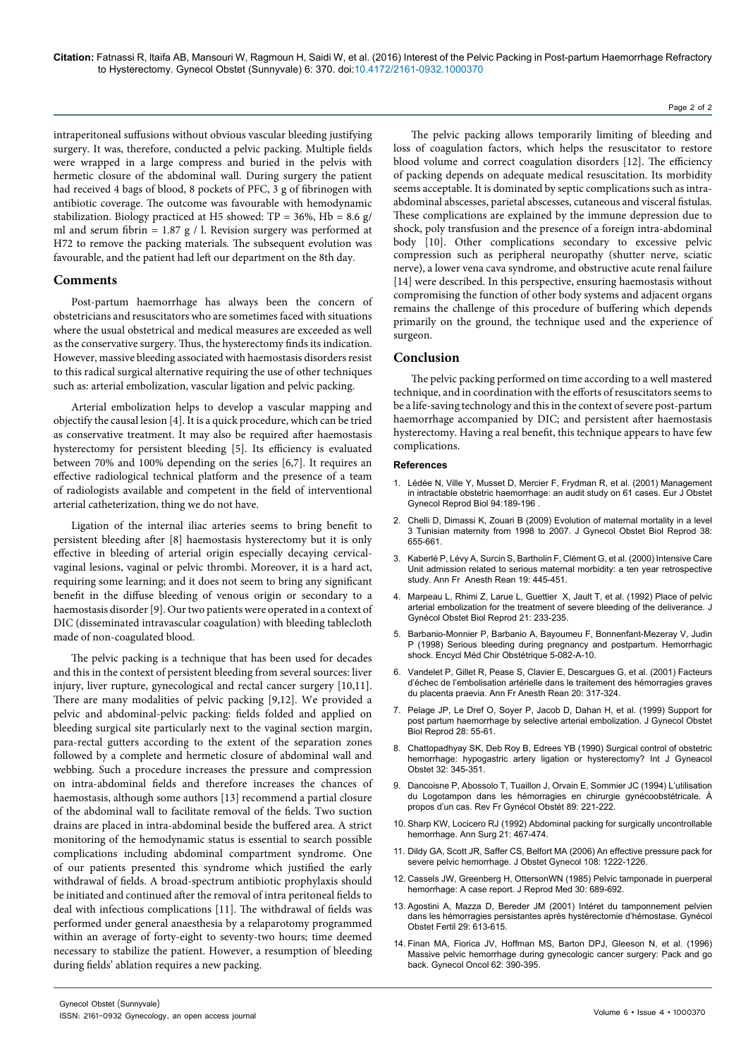intraperitoneal suffusions without obvious vascular bleeding justifying surgery. It was, therefore, conducted a pelvic packing. Multiple fields were wrapped in a large compress and buried in the pelvis with hermetic closure of the abdominal wall. During surgery the patient had received 4 bags of blood, 8 pockets of PFC, 3 g of fibrinogen with antibiotic coverage. The outcome was favourable with hemodynamic stabilization. Biology practiced at H5 showed: TP = 36%, Hb = 8.6 g/ml and serum fibrin = 1.87 g / l. Revision surgery was performed at H72 to remove the packing materials. The subsequent evolution was favourable, and the patient had left our department on the 8th day.

## Comments

Post-partum haemorrhage has always been the concern of obstetricians and resuscitators who are sometimes faced with situations where the usual obstetrical and medical measures are exceeded as well as the conservative surgery. Thus, the hysterectomy finds its indication. However, massive bleeding associated with haemostasis disorders resist to this radical surgical alternative requiring the use of other techniques such as: arterial embolization, vascular ligation and pelvic packing.

Arterial embolization helps to develop a vascular mapping and objectify the causal lesion [4]. It is a quick procedure, which can be tried as conservative treatment. It may also be required after haemostasis hysterectomy for persistent bleeding [5]. Its efficiency is evaluated between 70% and 100% depending on the series [6,7]. It requires an effective radiological technical platform and the presence of a team of radiologists available and competent in the field of interventional arterial catheterization, thing we do not have.

Ligation of the internal iliac arteries seems to bring benefit to persistent bleeding after [8] haemostasis hysterectomy but it is only effective in bleeding of arterial origin especially decaying cervical-vaginal lesions, vaginal or pelvic thrombi. Moreover, it is a hard act, requiring some learning; and it does not seem to bring any significant benefit in the diffuse bleeding of venous origin or secondary to a haemostasis disorder [9]. Our two patients were operated in a context of DIC (disseminated intravascular coagulation) with bleeding tablecloth made of non-coagulated blood.

The pelvic packing is a technique that has been used for decades and this in the context of persistent bleeding from several sources: liver injury, liver rupture, gynecological and rectal cancer surgery [10,11]. There are many modalities of pelvic packing [9,12]. We provided a pelvic and abdominal-pelvic packing: fields folded and applied on bleeding surgical site particularly next to the vaginal section margin, para-rectal gutters according to the extent of the separation zones followed by a complete and hermetic closure of abdominal wall and webbing. Such a procedure increases the pressure and compression on intra-abdominal fields and therefore increases the chances of haemostasis, although some authors [13] recommend a partial closure of the abdominal wall to facilitate removal of the fields. Two suction drains are placed in intra-abdominal beside the buffered area. A strict monitoring of the hemodynamic status is essential to search possible complications including abdominal compartment syndrome. One of our patients presented this syndrome which justified the early withdrawal of fields. A broad-spectrum antibiotic prophylaxis should be initiated and continued after the removal of intra peritoneal fields to deal with infectious complications [11]. The withdrawal of fields was performed under general anaesthesia by a relaparotomy programmed within an average of forty-eight to seventy-two hours; time deemed necessary to stabilize the patient. However, a resumption of bleeding during fields' ablation requires a new packing.

The pelvic packing allows temporarily limiting of bleeding and loss of coagulation factors, which helps the resuscitator to restore blood volume and correct coagulation disorders [12]. The efficiency of packing depends on adequate medical resuscitation. Its morbidity seems acceptable. It is dominated by septic complications such as intra-abdominal abscesses, parietal abscesses, cutaneous and visceral fistulas. These complications are explained by the immune depression due to shock, poly transfusion and the presence of a foreign intra-abdominal body [10]. Other complications secondary to excessive pelvic compression such as peripheral neuropathy (shutter nerve, sciatic nerve), a lower vena cava syndrome, and obstructive acute renal failure [14] were described. In this perspective, ensuring haemostasis without compromising the function of other body systems and adjacent organs remains the challenge of this procedure of buffering which depends primarily on the ground, the technique used and the experience of surgeon.

## Conclusion

The pelvic packing performed on time according to a well mastered technique, and in coordination with the efforts of resuscitators seems to be a life-saving technology and this in the context of severe post-partum haemorrhage accompanied by DIC; and persistent after haemostasis hysterectomy. Having a real benefit, this technique appears to have few complications.

### References

1. Lédée N, Ville Y, Musset D, Mercier F, Frydman R, et al. (2001) Management in intractable obstetric haemorrhage: an audit study on 61 cases. Eur J Obstet Gynecol Reprod Biol 94:189-196 .
2. Chelli D, Dimassi K, Zouari B (2009) Evolution of maternal mortality in a level 3 Tunisian maternity from 1998 to 2007. J Gynecol Obstet Biol Reprod 38: 655-661.
3. Kaberlé P, Lévy A, Surcin S, Bartholin F, Clément G, et al. (2000) Intensive Care Unit admission related to serious maternal morbidity: a ten year retrospective study. Ann Fr Anesth Rean 19: 445-451.
4. Marpeau L, Rhimi Z, Larue L, Guettier X, Jault T, et al. (1992) Place of pelvic arterial embolization for the treatment of severe bleeding of the deliverance. J Gynécol Obstet Biol Reprod 21: 233-235.
5. Barbanio-Monnier P, Barbanio A, Bayoumeu F, Bonnenfant-Mezeray V, Judin P (1998) Serious bleeding during pregnancy and postpartum. Hemorrhagic shock. Encycl Méd Chir Obstétrique 5-082-A-10.
6. Vandelet P, Gillet R, Pease S, Clavier E, Descargues G, et al. (2001) Facteurs d'échec de l'embolisation artérielle dans le traitement des hémorragies graves du placenta praevia. Ann Fr Anesth Rean 20: 317-324.
7. Pelage JP, Le Dref O, Soyer P, Jacob D, Dahan H, et al. (1999) Support for post partum haemorrhage by selective arterial embolization. J Gynecol Obstet Biol Reprod 28: 55-61.
8. Chattopadhyay SK, Deb Roy B, Edrees YB (1990) Surgical control of obstetric hemorrhage: hypogastric artery ligation or hysterectomy? Int J Gyneacol Obstet 32: 345-351.
9. Dancoisne P, Abossolo T, Tuaillon J, Orvain E, Sommier JC (1994) L'utilisation du Logotampon dans les hémorragies en chirurgie gynécoobstétricale. À propos d'un cas. Rev Fr Gynécol Obstét 89: 221-222.
10. Sharp KW, Locicero RJ (1992) Abdominal packing for surgically uncontrollable hemorrhage. Ann Surg 21: 467-474.
11. Dildy GA, Scott JR, Saffer CS, Belfort MA (2006) An effective pressure pack for severe pelvic hemorrhage. J Obstet Gynecol 108: 1222-1226.
12. Cassels JW, Greenberg H, OttersonWN (1985) Pelvic tamponade in puerperal hemorrhage: A case report. J Reprod Med 30: 689-692.
13. Agostini A, Mazza D, Bereder JM (2001) Intérêt du tamponnement pelvien dans les hémorragies persistantes après hystérectomie d'hémostase. Gynécol Obstet Fertil 29: 613-615.
14. Finan MA, Fiorica JV, Hoffman MS, Barton DPJ, Gleeson N, et al. (1996) Massive pelvic hemorrhage during gynecologic cancer surgery: Pack and go back. Gynecol Oncol 62: 390-395.